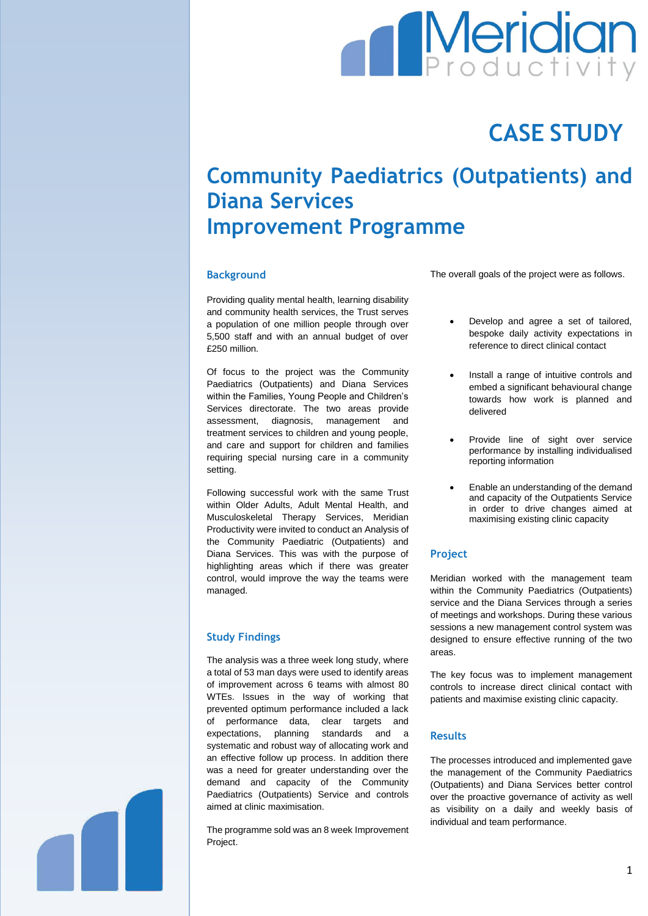Meridian Productivity

# CASE STUDY

# Community Paediatrics (Outpatients) and Diana Services Improvement Programme

## Background

Providing quality mental health, learning disability and community health services, the Trust serves a population of one million people through over 5,500 staff and with an annual budget of over £250 million.

Of focus to the project was the Community Paediatrics (Outpatients) and Diana Services within the Families, Young People and Children's Services directorate. The two areas provide assessment, diagnosis, management and treatment services to children and young people, and care and support for children and families requiring special nursing care in a community setting.

Following successful work with the same Trust within Older Adults, Adult Mental Health, and Musculoskeletal Therapy Services, Meridian Productivity were invited to conduct an Analysis of the Community Paediatric (Outpatients) and Diana Services. This was with the purpose of highlighting areas which if there was greater control, would improve the way the teams were managed.

## Study Findings

The analysis was a three week long study, where a total of 53 man days were used to identify areas of improvement across 6 teams with almost 80 WTEs. Issues in the way of working that prevented optimum performance included a lack of performance data, clear targets and expectations, planning standards and a systematic and robust way of allocating work and an effective follow up process. In addition there was a need for greater understanding over the demand and capacity of the Community Paediatrics (Outpatients) Service and controls aimed at clinic maximisation.

The programme sold was an 8 week Improvement Project.

The overall goals of the project were as follows.

- Develop and agree a set of tailored, bespoke daily activity expectations in reference to direct clinical contact
- Install a range of intuitive controls and embed a significant behavioural change towards how work is planned and delivered
- Provide line of sight over service performance by installing individualised reporting information
- Enable an understanding of the demand and capacity of the Outpatients Service in order to drive changes aimed at maximising existing clinic capacity

## Project

Meridian worked with the management team within the Community Paediatrics (Outpatients) service and the Diana Services through a series of meetings and workshops. During these various sessions a new management control system was designed to ensure effective running of the two areas.

The key focus was to implement management controls to increase direct clinical contact with patients and maximise existing clinic capacity.

## Results

The processes introduced and implemented gave the management of the Community Paediatrics (Outpatients) and Diana Services better control over the proactive governance of activity as well as visibility on a daily and weekly basis of individual and team performance.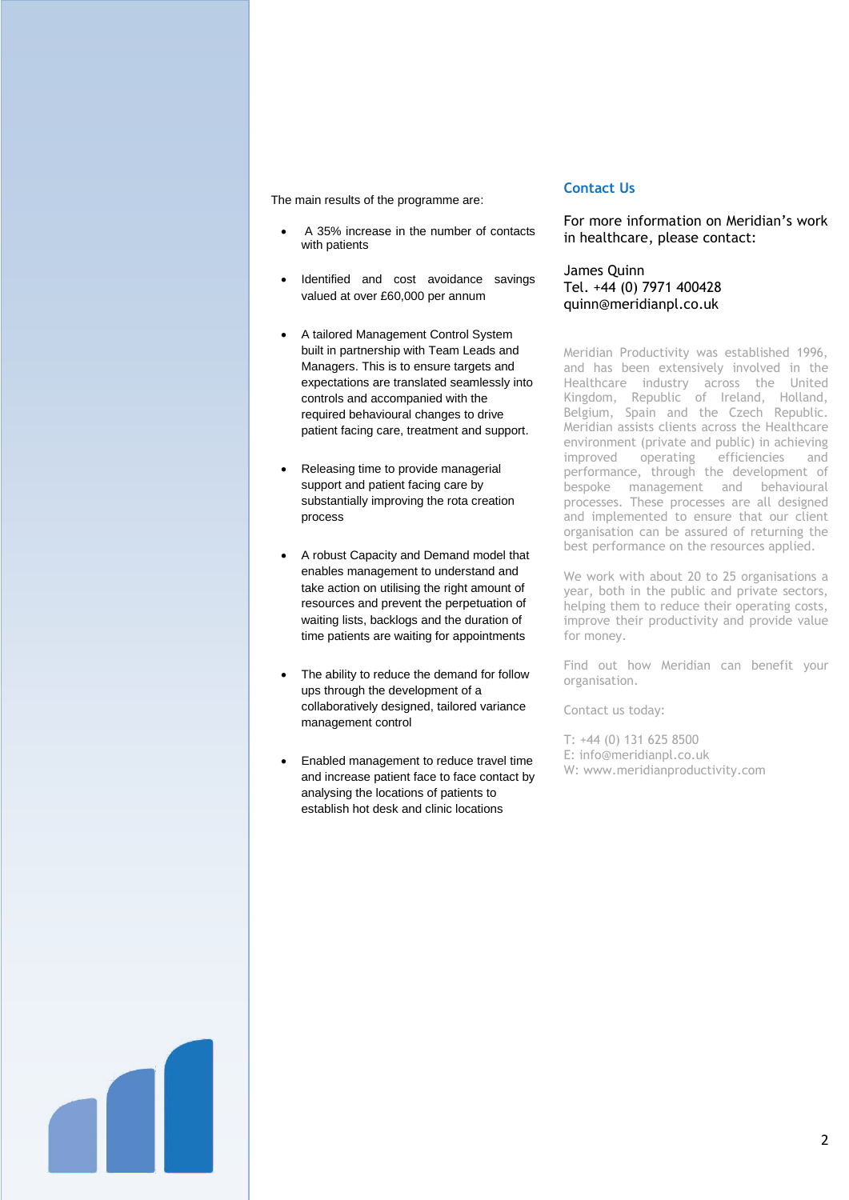The main results of the programme are:

- A 35% increase in the number of contacts with patients
- Identified and cost avoidance savings valued at over £60,000 per annum
- A tailored Management Control System built in partnership with Team Leads and Managers. This is to ensure targets and expectations are translated seamlessly into controls and accompanied with the required behavioural changes to drive patient facing care, treatment and support.
- Releasing time to provide managerial support and patient facing care by substantially improving the rota creation process
- A robust Capacity and Demand model that enables management to understand and take action on utilising the right amount of resources and prevent the perpetuation of waiting lists, backlogs and the duration of time patients are waiting for appointments
- The ability to reduce the demand for follow ups through the development of a collaboratively designed, tailored variance management control
- Enabled management to reduce travel time and increase patient face to face contact by analysing the locations of patients to establish hot desk and clinic locations

## Contact Us

For more information on Meridian's work in healthcare, please contact:

James Quinn
Tel. +44 (0) 7971 400428
quinn@meridianpl.co.uk

Meridian Productivity was established 1996, and has been extensively involved in the Healthcare industry across the United Kingdom, Republic of Ireland, Holland, Belgium, Spain and the Czech Republic. Meridian assists clients across the Healthcare environment (private and public) in achieving improved operating efficiencies and performance, through the development of bespoke management and behavioural processes. These processes are all designed and implemented to ensure that our client organisation can be assured of returning the best performance on the resources applied.

We work with about 20 to 25 organisations a year, both in the public and private sectors, helping them to reduce their operating costs, improve their productivity and provide value for money.

Find out how Meridian can benefit your organisation.

Contact us today:

T: +44 (0) 131 625 8500
E: info@meridianpl.co.uk
W: www.meridianproductivity.com